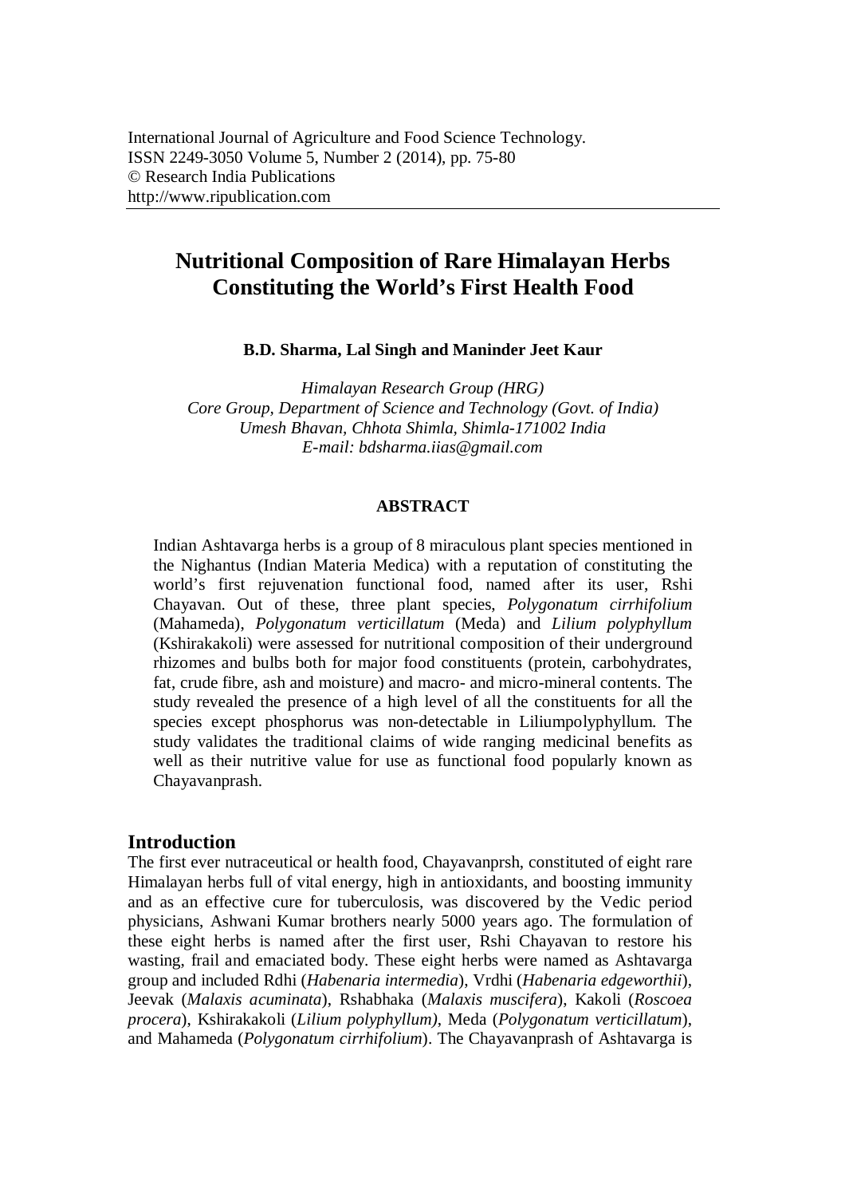International Journal of Agriculture and Food Science Technology.
ISSN 2249-3050 Volume 5, Number 2 (2014), pp. 75-80
© Research India Publications
http://www.ripublication.com

# Nutritional Composition of Rare Himalayan Herbs Constituting the World's First Health Food

**B.D. Sharma, Lal Singh and Maninder Jeet Kaur**

*Himalayan Research Group (HRG)*
*Core Group, Department of Science and Technology (Govt. of India)*
*Umesh Bhavan, Chhota Shimla, Shimla-171002 India*
*E-mail: bdsharma.iias@gmail.com*

### ABSTRACT

Indian Ashtavarga herbs is a group of 8 miraculous plant species mentioned in the Nighantus (Indian Materia Medica) with a reputation of constituting the world's first rejuvenation functional food, named after its user, Rshi Chayavan. Out of these, three plant species, *Polygonatum cirrhifolium* (Mahameda), *Polygonatum verticillatum* (Meda) and *Lilium polyphyllum* (Kshirakakoli) were assessed for nutritional composition of their underground rhizomes and bulbs both for major food constituents (protein, carbohydrates, fat, crude fibre, ash and moisture) and macro- and micro-mineral contents. The study revealed the presence of a high level of all the constituents for all the species except phosphorus was non-detectable in Liliumpolyphyllum. The study validates the traditional claims of wide ranging medicinal benefits as well as their nutritive value for use as functional food popularly known as Chayavanprash.

## Introduction

The first ever nutraceutical or health food, Chayavanprsh, constituted of eight rare Himalayan herbs full of vital energy, high in antioxidants, and boosting immunity and as an effective cure for tuberculosis, was discovered by the Vedic period physicians, Ashwani Kumar brothers nearly 5000 years ago. The formulation of these eight herbs is named after the first user, Rshi Chayavan to restore his wasting, frail and emaciated body. These eight herbs were named as Ashtavarga group and included Rdhi (*Habenaria intermedia*), Vrdhi (*Habenaria edgeworthii*), Jeevak (*Malaxis acuminata*), Rshabhaka (*Malaxis muscifera*), Kakoli (*Roscoea procera*), Kshirakakoli (*Lilium polyphyllum)*, Meda (*Polygonatum verticillatum*), and Mahameda (*Polygonatum cirrhifolium*). The Chayavanprash of Ashtavarga is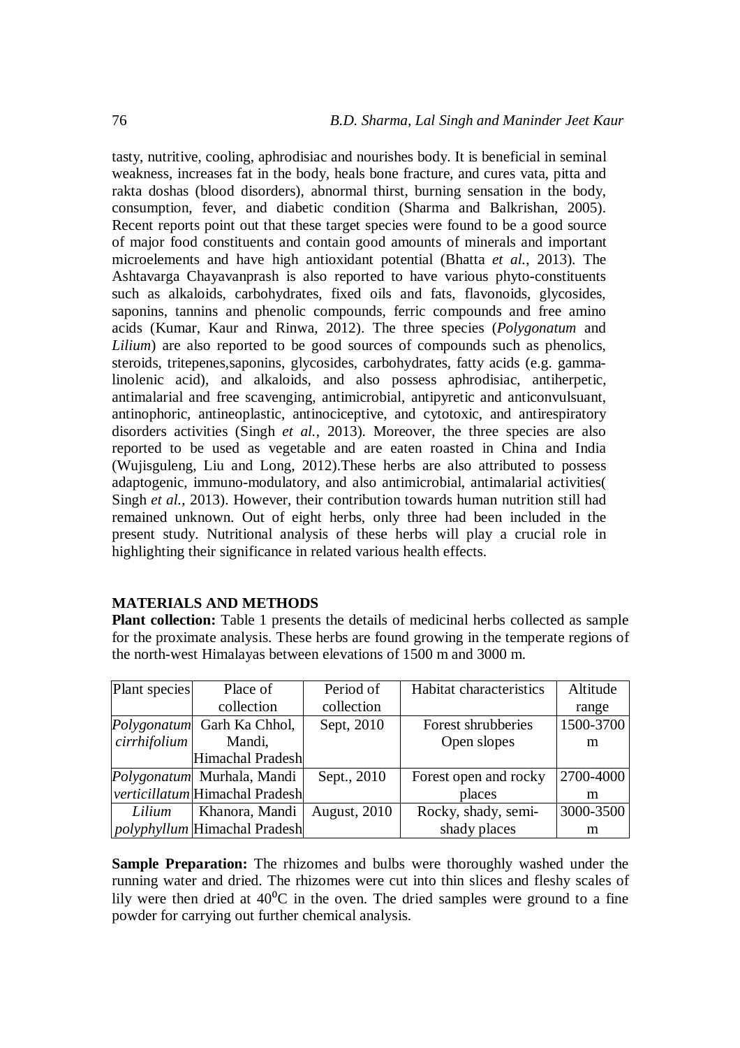tasty, nutritive, cooling, aphrodisiac and nourishes body. It is beneficial in seminal weakness, increases fat in the body, heals bone fracture, and cures vata, pitta and rakta doshas (blood disorders), abnormal thirst, burning sensation in the body, consumption, fever, and diabetic condition (Sharma and Balkrishan, 2005). Recent reports point out that these target species were found to be a good source of major food constituents and contain good amounts of minerals and important microelements and have high antioxidant potential (Bhatta *et al.*, 2013). The Ashtavarga Chayavanprash is also reported to have various phyto-constituents such as alkaloids, carbohydrates, fixed oils and fats, flavonoids, glycosides, saponins, tannins and phenolic compounds, ferric compounds and free amino acids (Kumar, Kaur and Rinwa, 2012). The three species (*Polygonatum* and *Lilium*) are also reported to be good sources of compounds such as phenolics, steroids, tritepenes,saponins, glycosides, carbohydrates, fatty acids (e.g. gamma-linolenic acid), and alkaloids, and also possess aphrodisiac, antiherpetic, antimalarial and free scavenging, antimicrobial, antipyretic and anticonvulsuant, antinophoric, antineoplastic, antinociceptive, and cytotoxic, and antirespiratory disorders activities (Singh *et al.*, 2013). Moreover, the three species are also reported to be used as vegetable and are eaten roasted in China and India (Wujisguleng, Liu and Long, 2012).These herbs are also attributed to possess adaptogenic, immuno-modulatory, and also antimicrobial, antimalarial activities( Singh *et al.*, 2013). However, their contribution towards human nutrition still had remained unknown. Out of eight herbs, only three had been included in the present study. Nutritional analysis of these herbs will play a crucial role in highlighting their significance in related various health effects.

## MATERIALS AND METHODS

**Plant collection:** Table 1 presents the details of medicinal herbs collected as sample for the proximate analysis. These herbs are found growing in the temperate regions of the north-west Himalayas between elevations of 1500 m and 3000 m.

| Plant species | Place of collection | Period of collection | Habitat characteristics | Altitude range |
|---|---|---|---|---|
| *Polygonatum cirrhifolium* | Garh Ka Chhol, Mandi, Himachal Pradesh | Sept, 2010 | Forest shrubberies Open slopes | 1500-3700 m |
| *Polygonatum verticillatum* | Murhala, Mandi Himachal Pradesh | Sept., 2010 | Forest open and rocky places | 2700-4000 m |
| *Lilium polyphyllum* | Khanora, Mandi Himachal Pradesh | August, 2010 | Rocky, shady, semi-shady places | 3000-3500 m |

**Sample Preparation:** The rhizomes and bulbs were thoroughly washed under the running water and dried. The rhizomes were cut into thin slices and fleshy scales of lily were then dried at $40^0$C in the oven. The dried samples were ground to a fine powder for carrying out further chemical analysis.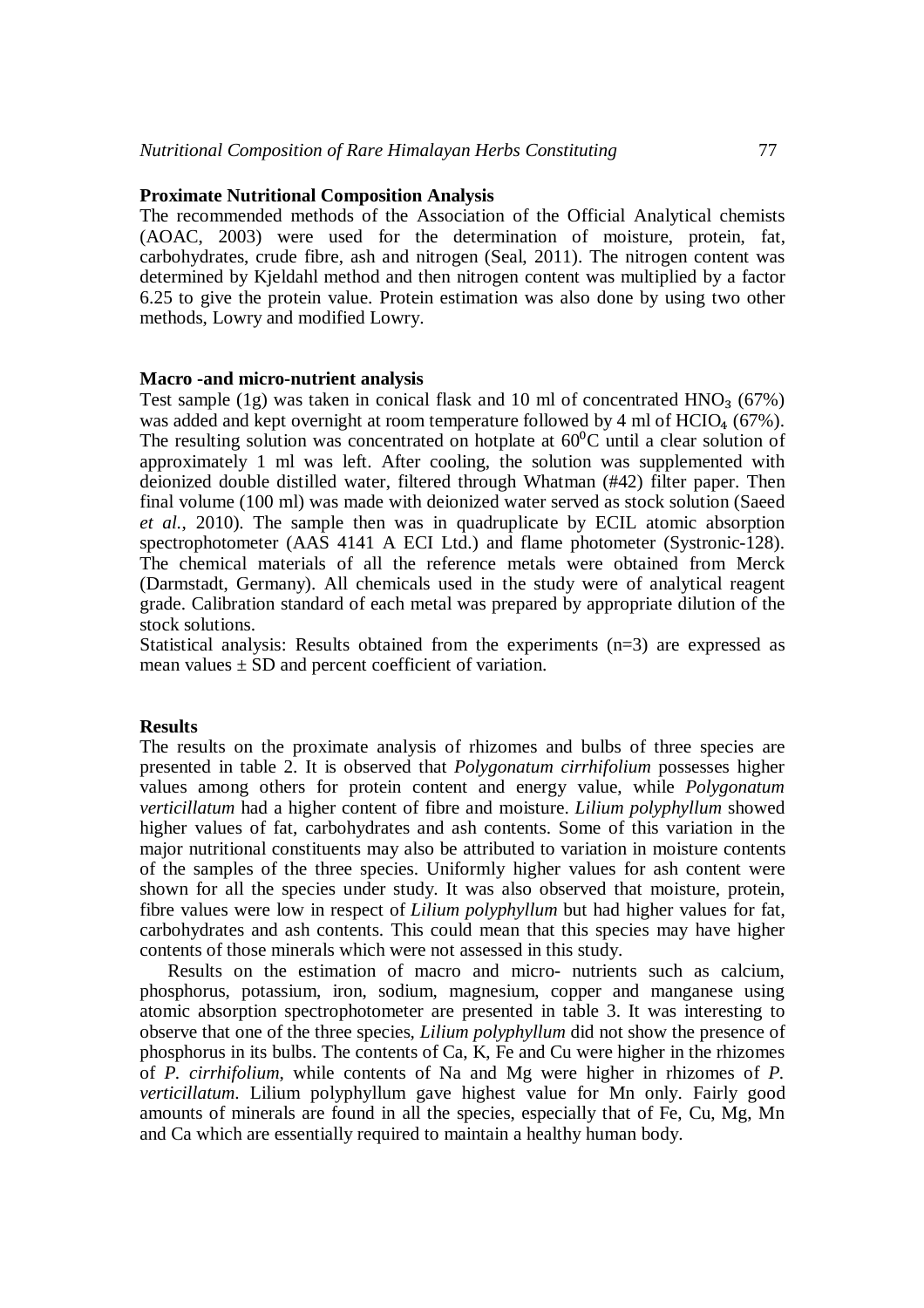### Proximate Nutritional Composition Analysis

The recommended methods of the Association of the Official Analytical chemists (AOAC, 2003) were used for the determination of moisture, protein, fat, carbohydrates, crude fibre, ash and nitrogen (Seal, 2011). The nitrogen content was determined by Kjeldahl method and then nitrogen content was multiplied by a factor 6.25 to give the protein value. Protein estimation was also done by using two other methods, Lowry and modified Lowry.

### Macro -and micro-nutrient analysis

Test sample (1g) was taken in conical flask and 10 ml of concentrated $HNO_3$ (67%) was added and kept overnight at room temperature followed by 4 ml of $HClO_4$ (67%). The resulting solution was concentrated on hotplate at $60^0$C until a clear solution of approximately 1 ml was left. After cooling, the solution was supplemented with deionized double distilled water, filtered through Whatman (#42) filter paper. Then final volume (100 ml) was made with deionized water served as stock solution (Saeed *et al.*, 2010). The sample then was in quadruplicate by ECIL atomic absorption spectrophotometer (AAS 4141 A ECI Ltd.) and flame photometer (Systronic-128). The chemical materials of all the reference metals were obtained from Merck (Darmstadt, Germany). All chemicals used in the study were of analytical reagent grade. Calibration standard of each metal was prepared by appropriate dilution of the stock solutions.

Statistical analysis: Results obtained from the experiments (n=3) are expressed as mean values ± SD and percent coefficient of variation.

### Results

The results on the proximate analysis of rhizomes and bulbs of three species are presented in table 2. It is observed that *Polygonatum cirrhifolium* possesses higher values among others for protein content and energy value, while *Polygonatum verticillatum* had a higher content of fibre and moisture. *Lilium polyphyllum* showed higher values of fat, carbohydrates and ash contents. Some of this variation in the major nutritional constituents may also be attributed to variation in moisture contents of the samples of the three species. Uniformly higher values for ash content were shown for all the species under study. It was also observed that moisture, protein, fibre values were low in respect of *Lilium polyphyllum* but had higher values for fat, carbohydrates and ash contents. This could mean that this species may have higher contents of those minerals which were not assessed in this study.

Results on the estimation of macro and micro- nutrients such as calcium, phosphorus, potassium, iron, sodium, magnesium, copper and manganese using atomic absorption spectrophotometer are presented in table 3. It was interesting to observe that one of the three species, *Lilium polyphyllum* did not show the presence of phosphorus in its bulbs. The contents of Ca, K, Fe and Cu were higher in the rhizomes of *P. cirrhifolium*, while contents of Na and Mg were higher in rhizomes of *P. verticillatum*. Lilium polyphyllum gave highest value for Mn only. Fairly good amounts of minerals are found in all the species, especially that of Fe, Cu, Mg, Mn and Ca which are essentially required to maintain a healthy human body.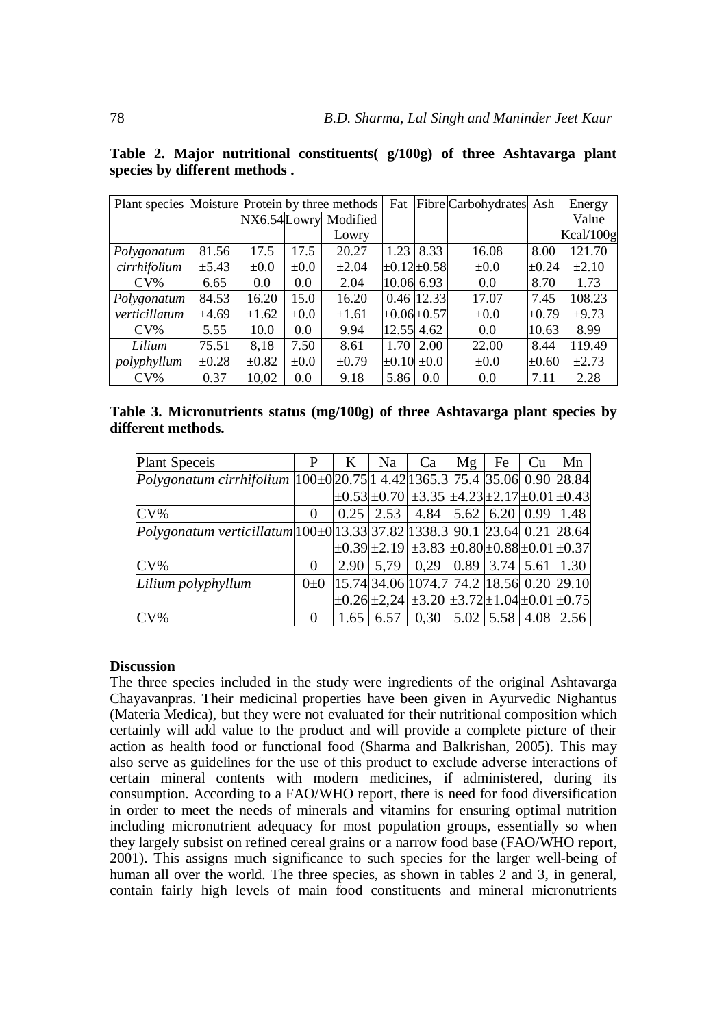**Table 2. Major nutritional constituents( g/100g) of three Ashtavarga plant species by different methods .**

| Plant species | Moisture | Protein by three methods | | | Fat | Fibre | Carbohydrates | Ash | Energy Value Kcal/100g |
|---|---|---|---|---|---|---|---|---|---|
| | | NX6.54 | Lowry | Modified Lowry | | | | | |
| *Polygonatum cirrhifolium* | 81.56 ±5.43 | 17.5 ±0.0 | 17.5 ±0.0 | 20.27 ±2.04 | 1.23 ±0.12 | 8.33 ±0.58 | 16.08 ±0.0 | 8.00 ±0.24 | 121.70 ±2.10 |
| CV% | 6.65 | 0.0 | 0.0 | 2.04 | 10.06 | 6.93 | 0.0 | 8.70 | 1.73 |
| *Polygonatum verticillatum* | 84.53 ±4.69 | 16.20 ±1.62 | 15.0 ±0.0 | 16.20 ±1.61 | 0.46 ±0.06 | 12.33 ±0.57 | 17.07 ±0.0 | 7.45 ±0.79 | 108.23 ±9.73 |
| CV% | 5.55 | 10.0 | 0.0 | 9.94 | 12.55 | 4.62 | 0.0 | 10.63 | 8.99 |
| *Lilium polyphyllum* | 75.51 ±0.28 | 8,18 ±0.82 | 7.50 ±0.0 | 8.61 ±0.79 | 1.70 ±0.10 | 2.00 ±0.0 | 22.00 ±0.0 | 8.44 ±0.60 | 119.49 ±2.73 |
| CV% | 0.37 | 10,02 | 0.0 | 9.18 | 5.86 | 0.0 | 0.0 | 7.11 | 2.28 |

**Table 3. Micronutrients status (mg/100g) of three Ashtavarga plant species by different methods.**

| Plant Speceis | P | K | Na | Ca | Mg | Fe | Cu | Mn |
|---|---|---|---|---|---|---|---|---|
| *Polygonatum cirrhifolium* | 100±0 | 20.75 ±0.53 | 1 4.42 ±0.70 | 1365.3 ±3.35 | 75.4 ±4.23 | 35.06 ±2.17 | 0.90 ±0.01 | 28.84 ±0.43 |
| CV% | 0 | 0.25 | 2.53 | 4.84 | 5.62 | 6.20 | 0.99 | 1.48 |
| *Polygonatum verticillatum* | 100±0 | 13.33 ±0.39 | 37.82 ±2.19 | 1338.3 ±3.83 | 90.1 ±0.80 | 23.64 ±0.88 | 0.21 ±0.01 | 28.64 ±0.37 |
| CV% | 0 | 2.90 | 5,79 | 0,29 | 0.89 | 3.74 | 5.61 | 1.30 |
| *Lilium polyphyllum* | 0±0 | 15.74 ±0.26 | 34.06 ±2,24 | 1074.7 ±3.20 | 74.2 ±3.72 | 18.56 ±1.04 | 0.20 ±0.01 | 29.10 ±0.75 |
| CV% | 0 | 1.65 | 6.57 | 0,30 | 5.02 | 5.58 | 4.08 | 2.56 |

**Discussion**

The three species included in the study were ingredients of the original Ashtavarga Chayavanpras. Their medicinal properties have been given in Ayurvedic Nighantus (Materia Medica), but they were not evaluated for their nutritional composition which certainly will add value to the product and will provide a complete picture of their action as health food or functional food (Sharma and Balkrishan, 2005). This may also serve as guidelines for the use of this product to exclude adverse interactions of certain mineral contents with modern medicines, if administered, during its consumption. According to a FAO/WHO report, there is need for food diversification in order to meet the needs of minerals and vitamins for ensuring optimal nutrition including micronutrient adequacy for most population groups, essentially so when they largely subsist on refined cereal grains or a narrow food base (FAO/WHO report, 2001). This assigns much significance to such species for the larger well-being of human all over the world. The three species, as shown in tables 2 and 3, in general, contain fairly high levels of main food constituents and mineral micronutrients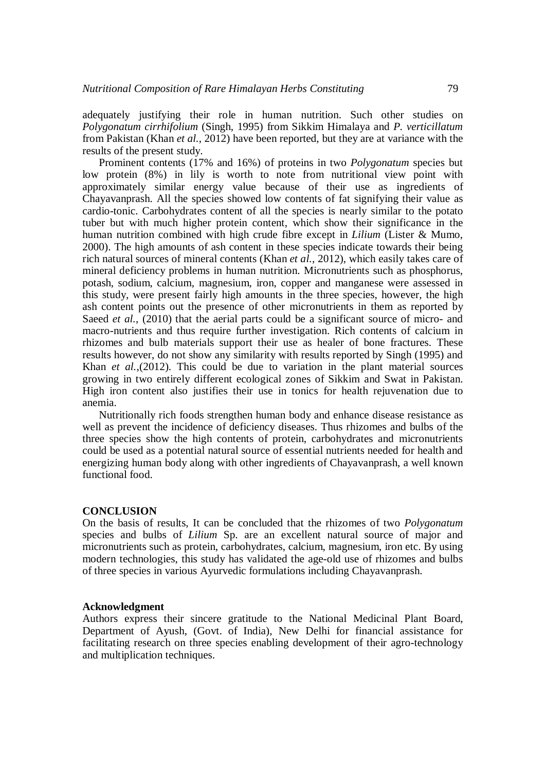adequately justifying their role in human nutrition. Such other studies on *Polygonatum cirrhifolium* (Singh, 1995) from Sikkim Himalaya and *P. verticillatum* from Pakistan (Khan *et al.*, 2012) have been reported, but they are at variance with the results of the present study.

Prominent contents (17% and 16%) of proteins in two *Polygonatum* species but low protein (8%) in lily is worth to note from nutritional view point with approximately similar energy value because of their use as ingredients of Chayavanprash. All the species showed low contents of fat signifying their value as cardio-tonic. Carbohydrates content of all the species is nearly similar to the potato tuber but with much higher protein content, which show their significance in the human nutrition combined with high crude fibre except in *Lilium* (Lister & Mumo, 2000). The high amounts of ash content in these species indicate towards their being rich natural sources of mineral contents (Khan *et al.*, 2012), which easily takes care of mineral deficiency problems in human nutrition. Micronutrients such as phosphorus, potash, sodium, calcium, magnesium, iron, copper and manganese were assessed in this study, were present fairly high amounts in the three species, however, the high ash content points out the presence of other micronutrients in them as reported by Saeed *et al.*, (2010) that the aerial parts could be a significant source of micro- and macro-nutrients and thus require further investigation. Rich contents of calcium in rhizomes and bulb materials support their use as healer of bone fractures. These results however, do not show any similarity with results reported by Singh (1995) and Khan *et al.*,(2012). This could be due to variation in the plant material sources growing in two entirely different ecological zones of Sikkim and Swat in Pakistan. High iron content also justifies their use in tonics for health rejuvenation due to anemia.

Nutritionally rich foods strengthen human body and enhance disease resistance as well as prevent the incidence of deficiency diseases. Thus rhizomes and bulbs of the three species show the high contents of protein, carbohydrates and micronutrients could be used as a potential natural source of essential nutrients needed for health and energizing human body along with other ingredients of Chayavanprash, a well known functional food.

## CONCLUSION

On the basis of results, It can be concluded that the rhizomes of two *Polygonatum* species and bulbs of *Lilium* Sp. are an excellent natural source of major and micronutrients such as protein, carbohydrates, calcium, magnesium, iron etc. By using modern technologies, this study has validated the age-old use of rhizomes and bulbs of three species in various Ayurvedic formulations including Chayavanprash.

### Acknowledgment

Authors express their sincere gratitude to the National Medicinal Plant Board, Department of Ayush, (Govt. of India), New Delhi for financial assistance for facilitating research on three species enabling development of their agro-technology and multiplication techniques.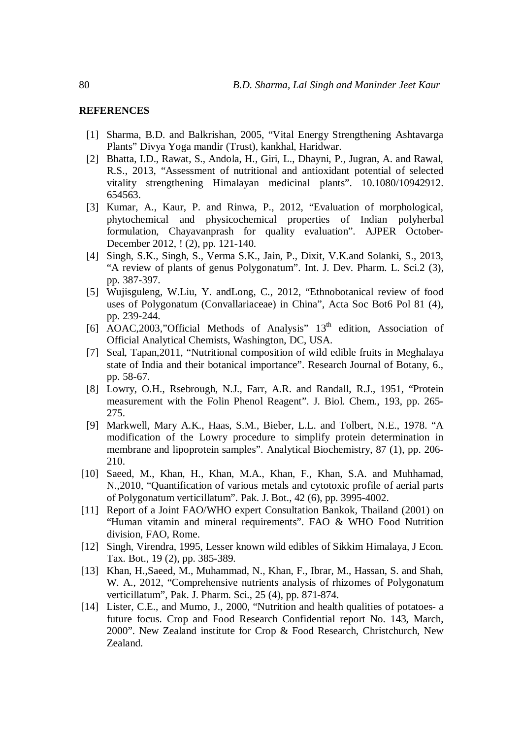## REFERENCES

[1] Sharma, B.D. and Balkrishan, 2005, "Vital Energy Strengthening Ashtavarga Plants" Divya Yoga mandir (Trust), kankhal, Haridwar.

[2] Bhatta, I.D., Rawat, S., Andola, H., Giri, L., Dhayni, P., Jugran, A. and Rawal, R.S., 2013, "Assessment of nutritional and antioxidant potential of selected vitality strengthening Himalayan medicinal plants". 10.1080/10942912. 654563.

[3] Kumar, A., Kaur, P. and Rinwa, P., 2012, "Evaluation of morphological, phytochemical and physicochemical properties of Indian polyherbal formulation, Chayavanprash for quality evaluation". AJPER October-December 2012, ! (2), pp. 121-140.

[4] Singh, S.K., Singh, S., Verma S.K., Jain, P., Dixit, V.K.and Solanki, S., 2013, "A review of plants of genus Polygonatum". Int. J. Dev. Pharm. L. Sci.2 (3), pp. 387-397.

[5] Wujisguleng, W.Liu, Y. andLong, C., 2012, "Ethnobotanical review of food uses of Polygonatum (Convallariaceae) in China", Acta Soc Bot6 Pol 81 (4), pp. 239-244.

[6] AOAC,2003,"Official Methods of Analysis" 13th edition, Association of Official Analytical Chemists, Washington, DC, USA.

[7] Seal, Tapan,2011, "Nutritional composition of wild edible fruits in Meghalaya state of India and their botanical importance". Research Journal of Botany, 6., pp. 58-67.

[8] Lowry, O.H., Rsebrough, N.J., Farr, A.R. and Randall, R.J., 1951, "Protein measurement with the Folin Phenol Reagent". J. Biol. Chem., 193, pp. 265-275.

[9] Markwell, Mary A.K., Haas, S.M., Bieber, L.L. and Tolbert, N.E., 1978. "A modification of the Lowry procedure to simplify protein determination in membrane and lipoprotein samples". Analytical Biochemistry, 87 (1), pp. 206-210.

[10] Saeed, M., Khan, H., Khan, M.A., Khan, F., Khan, S.A. and Muhhamad, N.,2010, "Quantification of various metals and cytotoxic profile of aerial parts of Polygonatum verticillatum". Pak. J. Bot., 42 (6), pp. 3995-4002.

[11] Report of a Joint FAO/WHO expert Consultation Bankok, Thailand (2001) on "Human vitamin and mineral requirements". FAO & WHO Food Nutrition division, FAO, Rome.

[12] Singh, Virendra, 1995, Lesser known wild edibles of Sikkim Himalaya, J Econ. Tax. Bot., 19 (2), pp. 385-389.

[13] Khan, H.,Saeed, M., Muhammad, N., Khan, F., Ibrar, M., Hassan, S. and Shah, W. A., 2012, "Comprehensive nutrients analysis of rhizomes of Polygonatum verticillatum", Pak. J. Pharm. Sci., 25 (4), pp. 871-874.

[14] Lister, C.E., and Mumo, J., 2000, "Nutrition and health qualities of potatoes- a future focus. Crop and Food Research Confidential report No. 143, March, 2000". New Zealand institute for Crop & Food Research, Christchurch, New Zealand.